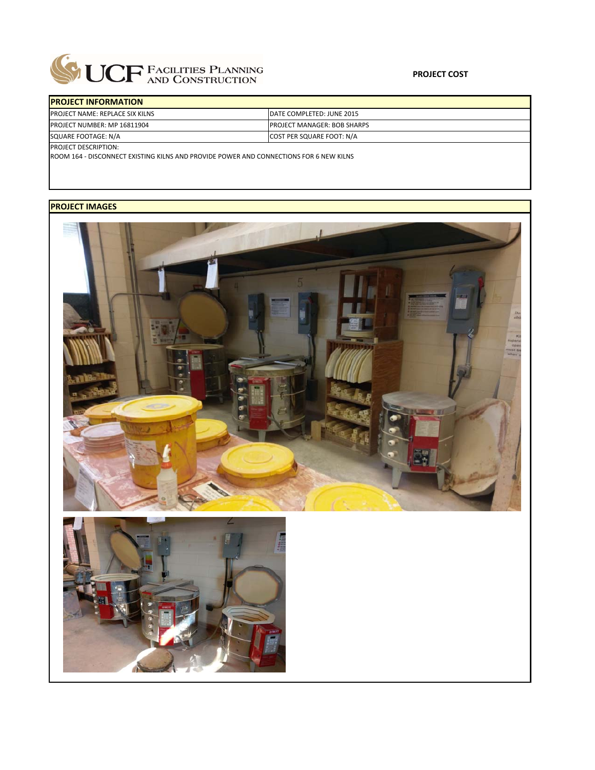UCF FACILITIES PLANNING AND CONSTRUCTION

**PROJECT COST**

## PROJECT INFORMATION

| | |
|---|---|
| PROJECT NAME: REPLACE SIX KILNS | DATE COMPLETED: JUNE 2015 |
| PROJECT NUMBER: MP 16811904 | PROJECT MANAGER: BOB SHARPS |
| SQUARE FOOTAGE: N/A | COST PER SQUARE FOOT: N/A |

PROJECT DESCRIPTION:
ROOM 164 - DISCONNECT EXISTING KILNS AND PROVIDE POWER AND CONNECTIONS FOR 6 NEW KILNS

## PROJECT IMAGES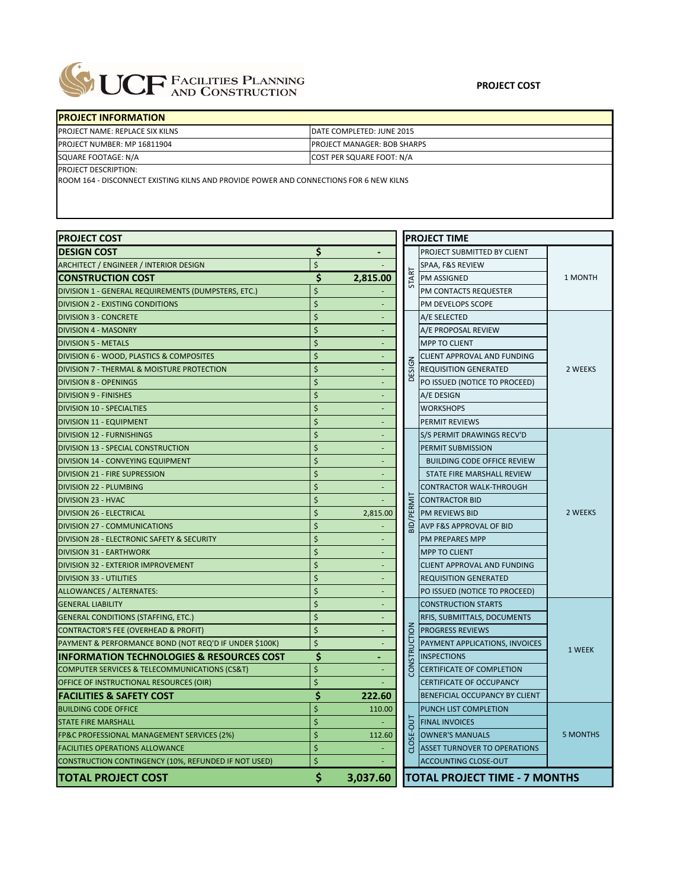UCF FACILITIES PLANNING AND CONSTRUCTION

**PROJECT COST**

| PROJECT INFORMATION | |
|---|---|
| PROJECT NAME: REPLACE SIX KILNS | DATE COMPLETED: JUNE 2015 |
| PROJECT NUMBER: MP 16811904 | PROJECT MANAGER: BOB SHARPS |
| SQUARE FOOTAGE: N/A | COST PER SQUARE FOOT: N/A |

PROJECT DESCRIPTION:
ROOM 164 - DISCONNECT EXISTING KILNS AND PROVIDE POWER AND CONNECTIONS FOR 6 NEW KILNS

| PROJECT COST | | |
|---|---|---|
| **DESIGN COST** | **$** | **-** |
| ARCHITECT / ENGINEER / INTERIOR DESIGN | $ | - |
| **CONSTRUCTION COST** | **$** | **2,815.00** |
| DIVISION 1 - GENERAL REQUIREMENTS (DUMPSTERS, ETC.) | $ | - |
| DIVISION 2 - EXISTING CONDITIONS | $ | - |
| DIVISION 3 - CONCRETE | $ | - |
| DIVISION 4 - MASONRY | $ | - |
| DIVISION 5 - METALS | $ | - |
| DIVISION 6 - WOOD, PLASTICS & COMPOSITES | $ | - |
| DIVISION 7 - THERMAL & MOISTURE PROTECTION | $ | - |
| DIVISION 8 - OPENINGS | $ | - |
| DIVISION 9 - FINISHES | $ | - |
| DIVISION 10 - SPECIALTIES | $ | - |
| DIVISION 11 - EQUIPMENT | $ | - |
| DIVISION 12 - FURNISHINGS | $ | - |
| DIVISION 13 - SPECIAL CONSTRUCTION | $ | - |
| DIVISION 14 - CONVEYING EQUIPMENT | $ | - |
| DIVISION 21 - FIRE SUPRESSION | $ | - |
| DIVISION 22 - PLUMBING | $ | - |
| DIVISION 23 - HVAC | $ | - |
| DIVISION 26 - ELECTRICAL | $ | 2,815.00 |
| DIVISION 27 - COMMUNICATIONS | $ | - |
| DIVISION 28 - ELECTRONIC SAFETY & SECURITY | $ | - |
| DIVISION 31 - EARTHWORK | $ | - |
| DIVISION 32 - EXTERIOR IMPROVEMENT | $ | - |
| DIVISION 33 - UTILITIES | $ | - |
| ALLOWANCES / ALTERNATES: | $ | - |
| GENERAL LIABILITY | $ | - |
| GENERAL CONDITIONS (STAFFING, ETC.) | $ | - |
| CONTRACTOR'S FEE (OVERHEAD & PROFIT) | $ | - |
| PAYMENT & PERFORMANCE BOND (NOT REQ'D IF UNDER $100K) | $ | - |
| **INFORMATION TECHNOLOGIES & RESOURCES COST** | **$** | **-** |
| COMPUTER SERVICES & TELECOMMUNICATIONS (CS&T) | $ | - |
| OFFICE OF INSTRUCTIONAL RESOURCES (OIR) | $ | - |
| **FACILITIES & SAFETY COST** | **$** | **222.60** |
| BUILDING CODE OFFICE | $ | 110.00 |
| STATE FIRE MARSHALL | $ | - |
| FP&C PROFESSIONAL MANAGEMENT SERVICES (2%) | $ | 112.60 |
| FACILITIES OPERATIONS ALLOWANCE | $ | - |
| CONSTRUCTION CONTINGENCY (10%, REFUNDED IF NOT USED) | $ | - |
| **TOTAL PROJECT COST** | **$** | **3,037.60** |

| PROJECT TIME | | |
|---|---|---|
| START | PROJECT SUBMITTED BY CLIENT | 1 MONTH |
| | SPAA, F&S REVIEW | |
| | PM ASSIGNED | |
| | PM CONTACTS REQUESTER | |
| | PM DEVELOPS SCOPE | |
| DESIGN | A/E SELECTED | 2 WEEKS |
| | A/E PROPOSAL REVIEW | |
| | MPP TO CLIENT | |
| | CLIENT APPROVAL AND FUNDING | |
| | REQUISITION GENERATED | |
| | PO ISSUED (NOTICE TO PROCEED) | |
| | A/E DESIGN | |
| | WORKSHOPS | |
| | PERMIT REVIEWS | |
| BID/PERMIT | S/S PERMIT DRAWINGS RECV'D | 2 WEEKS |
| | PERMIT SUBMISSION | |
| | BUILDING CODE OFFICE REVIEW | |
| | STATE FIRE MARSHALL REVIEW | |
| | CONTRACTOR WALK-THROUGH | |
| | CONTRACTOR BID | |
| | PM REVIEWS BID | |
| | AVP F&S APPROVAL OF BID | |
| | PM PREPARES MPP | |
| | MPP TO CLIENT | |
| | CLIENT APPROVAL AND FUNDING | |
| | REQUISITION GENERATED | |
| | PO ISSUED (NOTICE TO PROCEED) | |
| CONSTRUCTION | CONSTRUCTION STARTS | 1 WEEK |
| | RFIS, SUBMITTALS, DOCUMENTS | |
| | PROGRESS REVIEWS | |
| | PAYMENT APPLICATIONS, INVOICES | |
| | INSPECTIONS | |
| | CERTIFICATE OF COMPLETION | |
| | CERTIFICATE OF OCCUPANCY | |
| | BENEFICIAL OCCUPANCY BY CLIENT | |
| CLOSE-OUT | PUNCH LIST COMPLETION | 5 MONTHS |
| | FINAL INVOICES | |
| | OWNER'S MANUALS | |
| | ASSET TURNOVER TO OPERATIONS | |
| | ACCOUNTING CLOSE-OUT | |
| **TOTAL PROJECT TIME - 7 MONTHS** | | |